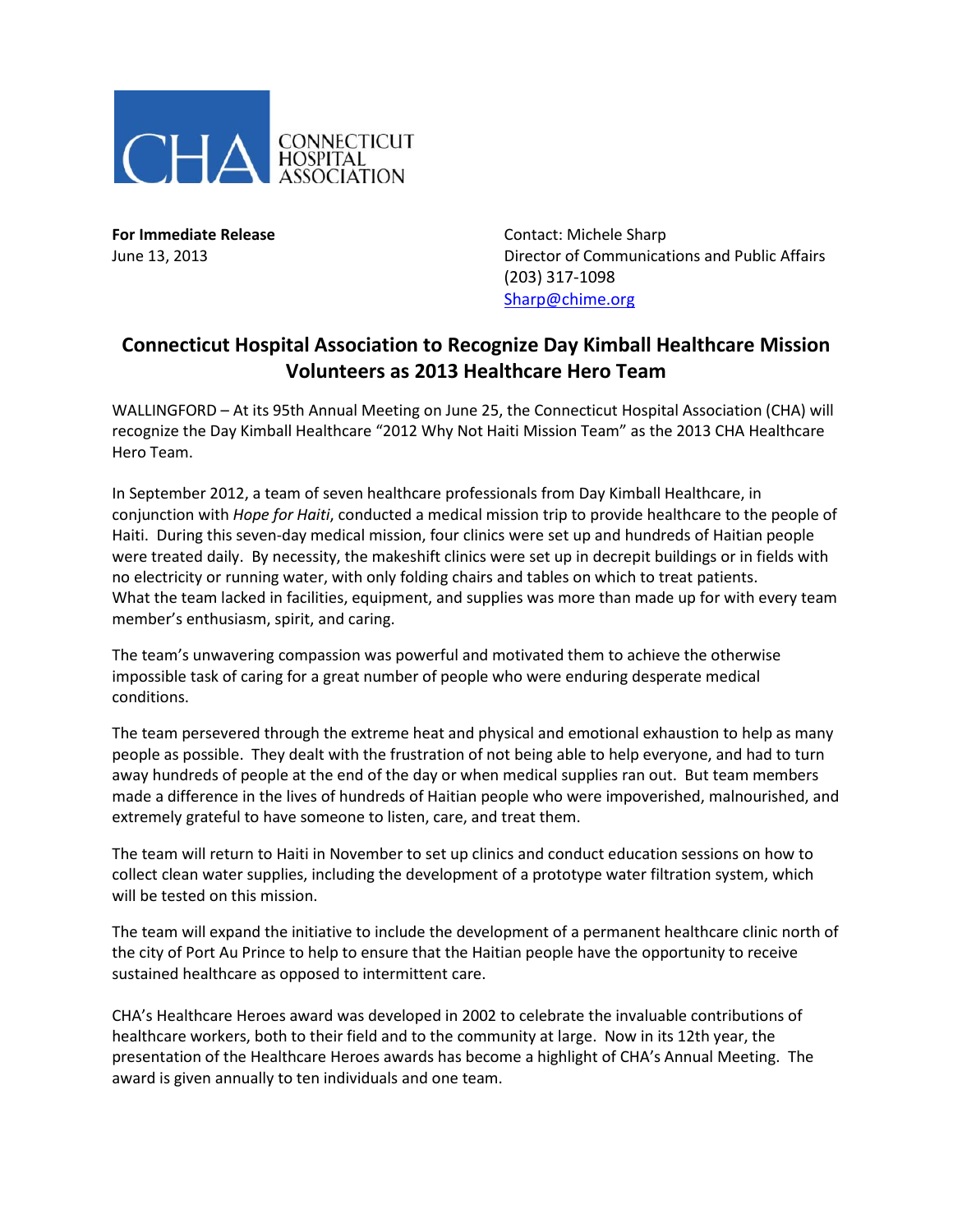CONNECTICUT HOSPITAL ASSOCIATION

**For Immediate Release**
June 13, 2013

Contact: Michele Sharp
Director of Communications and Public Affairs
(203) 317-1098
Sharp@chime.org

# Connecticut Hospital Association to Recognize Day Kimball Healthcare Mission Volunteers as 2013 Healthcare Hero Team

WALLINGFORD – At its 95th Annual Meeting on June 25, the Connecticut Hospital Association (CHA) will recognize the Day Kimball Healthcare "2012 Why Not Haiti Mission Team" as the 2013 CHA Healthcare Hero Team.

In September 2012, a team of seven healthcare professionals from Day Kimball Healthcare, in conjunction with *Hope for Haiti*, conducted a medical mission trip to provide healthcare to the people of Haiti. During this seven-day medical mission, four clinics were set up and hundreds of Haitian people were treated daily. By necessity, the makeshift clinics were set up in decrepit buildings or in fields with no electricity or running water, with only folding chairs and tables on which to treat patients. What the team lacked in facilities, equipment, and supplies was more than made up for with every team member's enthusiasm, spirit, and caring.

The team's unwavering compassion was powerful and motivated them to achieve the otherwise impossible task of caring for a great number of people who were enduring desperate medical conditions.

The team persevered through the extreme heat and physical and emotional exhaustion to help as many people as possible. They dealt with the frustration of not being able to help everyone, and had to turn away hundreds of people at the end of the day or when medical supplies ran out. But team members made a difference in the lives of hundreds of Haitian people who were impoverished, malnourished, and extremely grateful to have someone to listen, care, and treat them.

The team will return to Haiti in November to set up clinics and conduct education sessions on how to collect clean water supplies, including the development of a prototype water filtration system, which will be tested on this mission.

The team will expand the initiative to include the development of a permanent healthcare clinic north of the city of Port Au Prince to help to ensure that the Haitian people have the opportunity to receive sustained healthcare as opposed to intermittent care.

CHA's Healthcare Heroes award was developed in 2002 to celebrate the invaluable contributions of healthcare workers, both to their field and to the community at large. Now in its 12th year, the presentation of the Healthcare Heroes awards has become a highlight of CHA's Annual Meeting. The award is given annually to ten individuals and one team.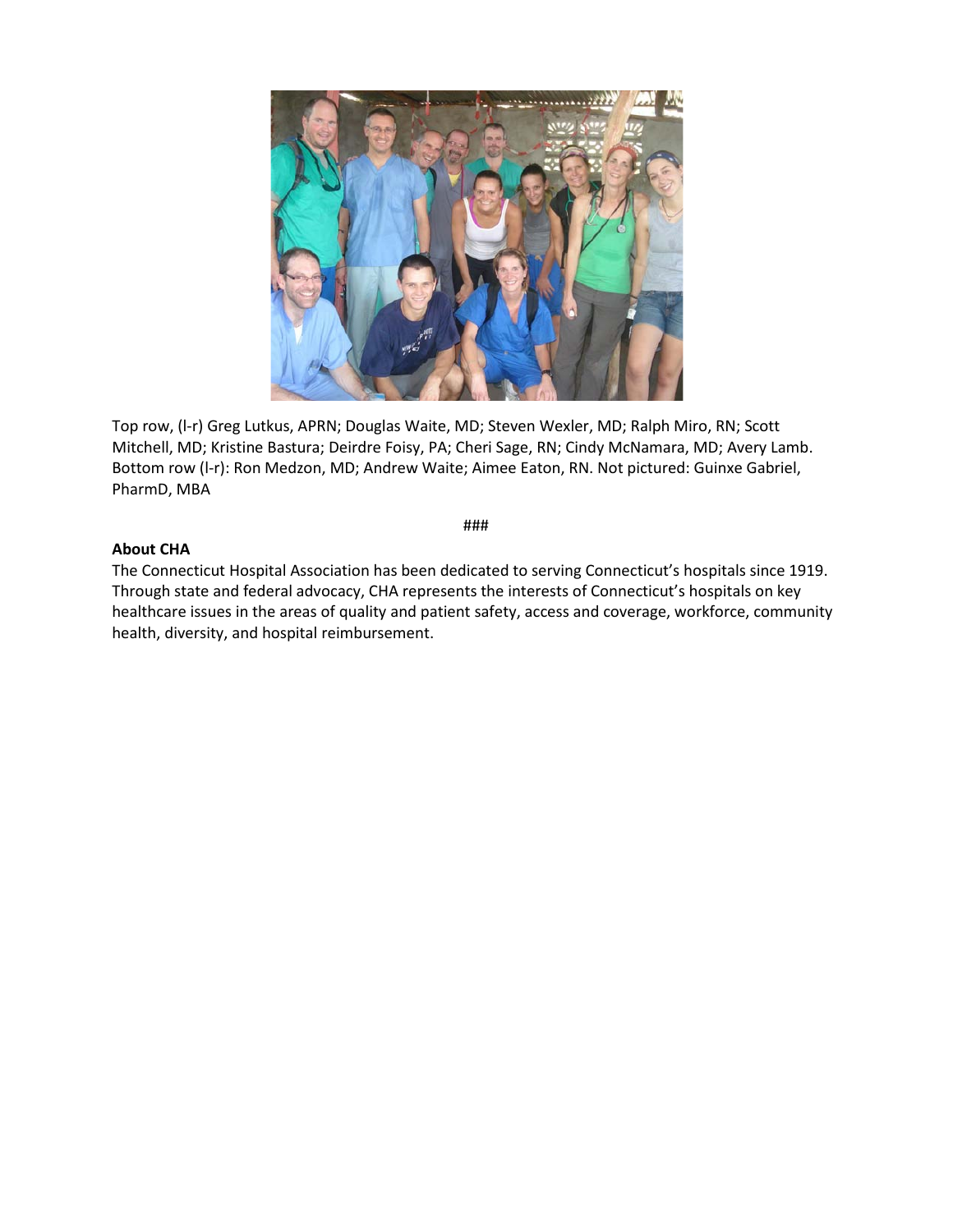Top row, (l-r) Greg Lutkus, APRN; Douglas Waite, MD; Steven Wexler, MD; Ralph Miro, RN; Scott Mitchell, MD; Kristine Bastura; Deirdre Foisy, PA; Cheri Sage, RN; Cindy McNamara, MD; Avery Lamb. Bottom row (l-r): Ron Medzon, MD; Andrew Waite; Aimee Eaton, RN. Not pictured: Guinxe Gabriel, PharmD, MBA

###

**About CHA**

The Connecticut Hospital Association has been dedicated to serving Connecticut's hospitals since 1919. Through state and federal advocacy, CHA represents the interests of Connecticut's hospitals on key healthcare issues in the areas of quality and patient safety, access and coverage, workforce, community health, diversity, and hospital reimbursement.